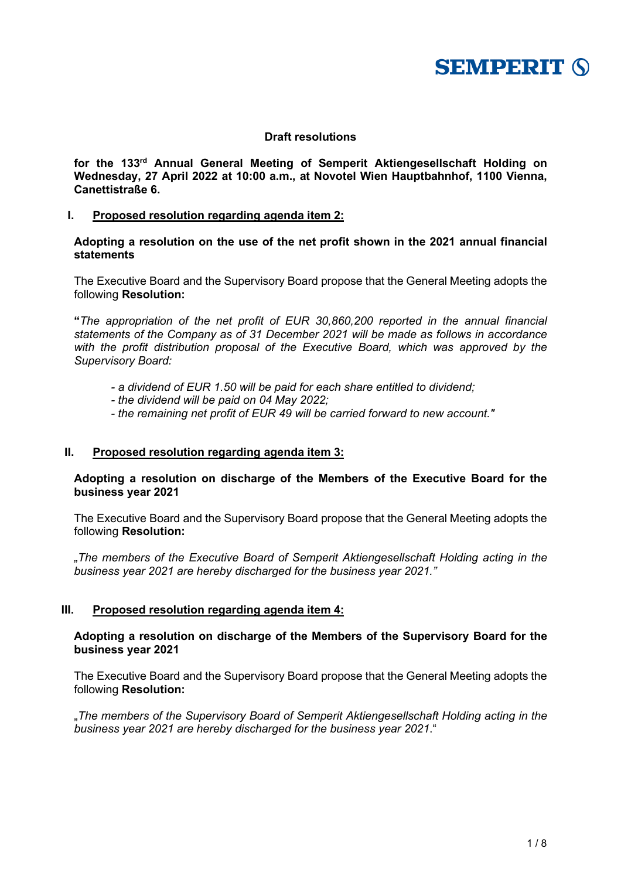SEMPERIT

# Draft resolutions

**for the 133rd Annual General Meeting of Semperit Aktiengesellschaft Holding on Wednesday, 27 April 2022 at 10:00 a.m., at Novotel Wien Hauptbahnhof, 1100 Vienna, Canettistraße 6.**

## I. Proposed resolution regarding agenda item 2:

**Adopting a resolution on the use of the net profit shown in the 2021 annual financial statements**

The Executive Board and the Supervisory Board propose that the General Meeting adopts the following **Resolution:**

**"***The appropriation of the net profit of EUR 30,860,200 reported in the annual financial statements of the Company as of 31 December 2021 will be made as follows in accordance with the profit distribution proposal of the Executive Board, which was approved by the Supervisory Board:*

- *a dividend of EUR 1.50 will be paid for each share entitled to dividend;*
- *the dividend will be paid on 04 May 2022;*
- *the remaining net profit of EUR 49 will be carried forward to new account."*

## II. Proposed resolution regarding agenda item 3:

**Adopting a resolution on discharge of the Members of the Executive Board for the business year 2021**

The Executive Board and the Supervisory Board propose that the General Meeting adopts the following **Resolution:**

*„The members of the Executive Board of Semperit Aktiengesellschaft Holding acting in the business year 2021 are hereby discharged for the business year 2021."*

## III. Proposed resolution regarding agenda item 4:

**Adopting a resolution on discharge of the Members of the Supervisory Board for the business year 2021**

The Executive Board and the Supervisory Board propose that the General Meeting adopts the following **Resolution:**

„*The members of the Supervisory Board of Semperit Aktiengesellschaft Holding acting in the business year 2021 are hereby discharged for the business year 2021*."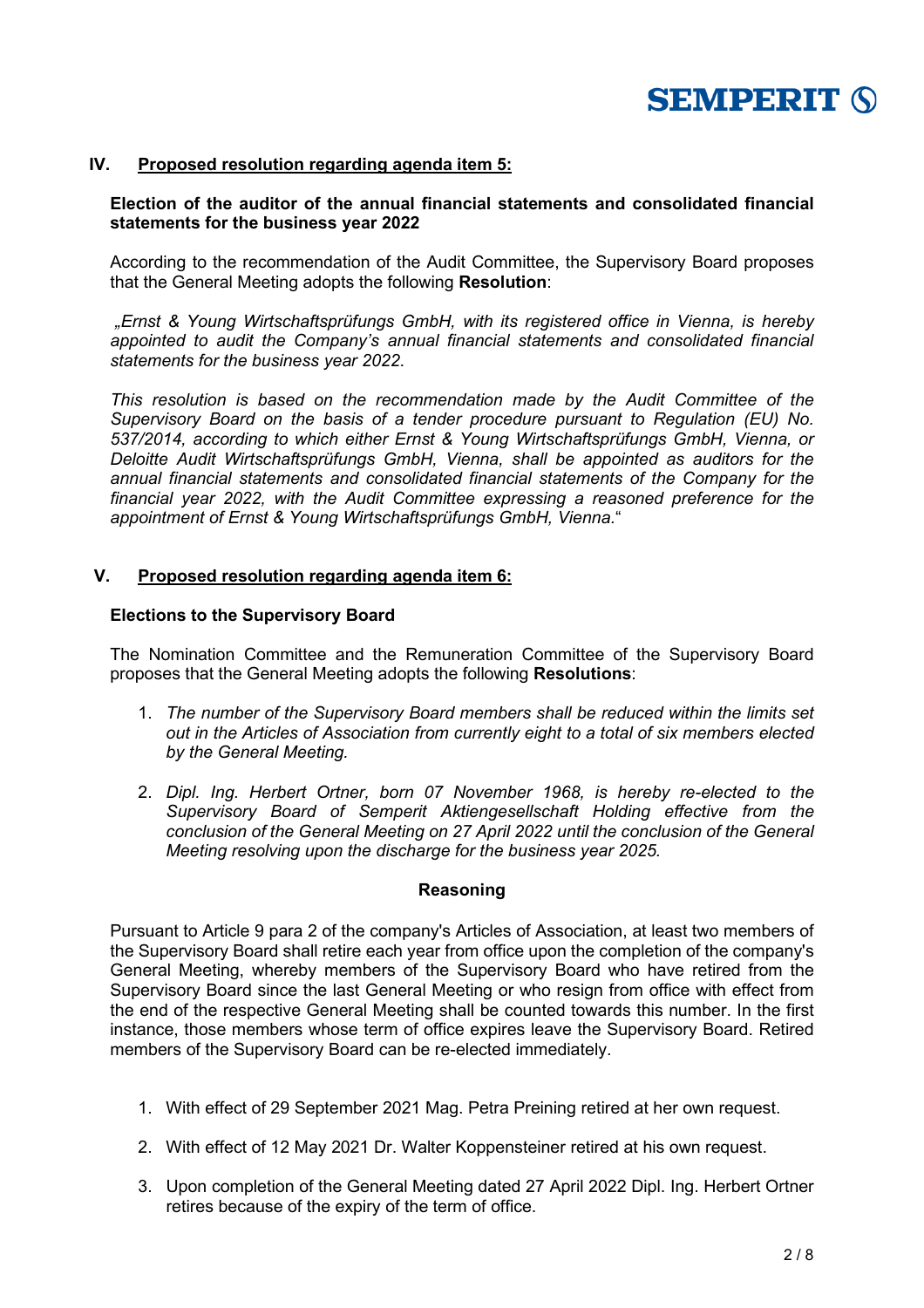## IV. Proposed resolution regarding agenda item 5:

**Election of the auditor of the annual financial statements and consolidated financial statements for the business year 2022**

According to the recommendation of the Audit Committee, the Supervisory Board proposes that the General Meeting adopts the following **Resolution**:

*„Ernst & Young Wirtschaftsprüfungs GmbH, with its registered office in Vienna, is hereby appointed to audit the Company's annual financial statements and consolidated financial statements for the business year 2022.*

*This resolution is based on the recommendation made by the Audit Committee of the Supervisory Board on the basis of a tender procedure pursuant to Regulation (EU) No. 537/2014, according to which either Ernst & Young Wirtschaftsprüfungs GmbH, Vienna, or Deloitte Audit Wirtschaftsprüfungs GmbH, Vienna, shall be appointed as auditors for the annual financial statements and consolidated financial statements of the Company for the financial year 2022, with the Audit Committee expressing a reasoned preference for the appointment of Ernst & Young Wirtschaftsprüfungs GmbH, Vienna.*"

## V. Proposed resolution regarding agenda item 6:

**Elections to the Supervisory Board**

The Nomination Committee and the Remuneration Committee of the Supervisory Board proposes that the General Meeting adopts the following **Resolutions**:

1. *The number of the Supervisory Board members shall be reduced within the limits set out in the Articles of Association from currently eight to a total of six members elected by the General Meeting.*
2. *Dipl. Ing. Herbert Ortner, born 07 November 1968, is hereby re-elected to the Supervisory Board of Semperit Aktiengesellschaft Holding effective from the conclusion of the General Meeting on 27 April 2022 until the conclusion of the General Meeting resolving upon the discharge for the business year 2025.*

**Reasoning**

Pursuant to Article 9 para 2 of the company's Articles of Association, at least two members of the Supervisory Board shall retire each year from office upon the completion of the company's General Meeting, whereby members of the Supervisory Board who have retired from the Supervisory Board since the last General Meeting or who resign from office with effect from the end of the respective General Meeting shall be counted towards this number. In the first instance, those members whose term of office expires leave the Supervisory Board. Retired members of the Supervisory Board can be re-elected immediately.

1. With effect of 29 September 2021 Mag. Petra Preining retired at her own request.
2. With effect of 12 May 2021 Dr. Walter Koppensteiner retired at his own request.
3. Upon completion of the General Meeting dated 27 April 2022 Dipl. Ing. Herbert Ortner retires because of the expiry of the term of office.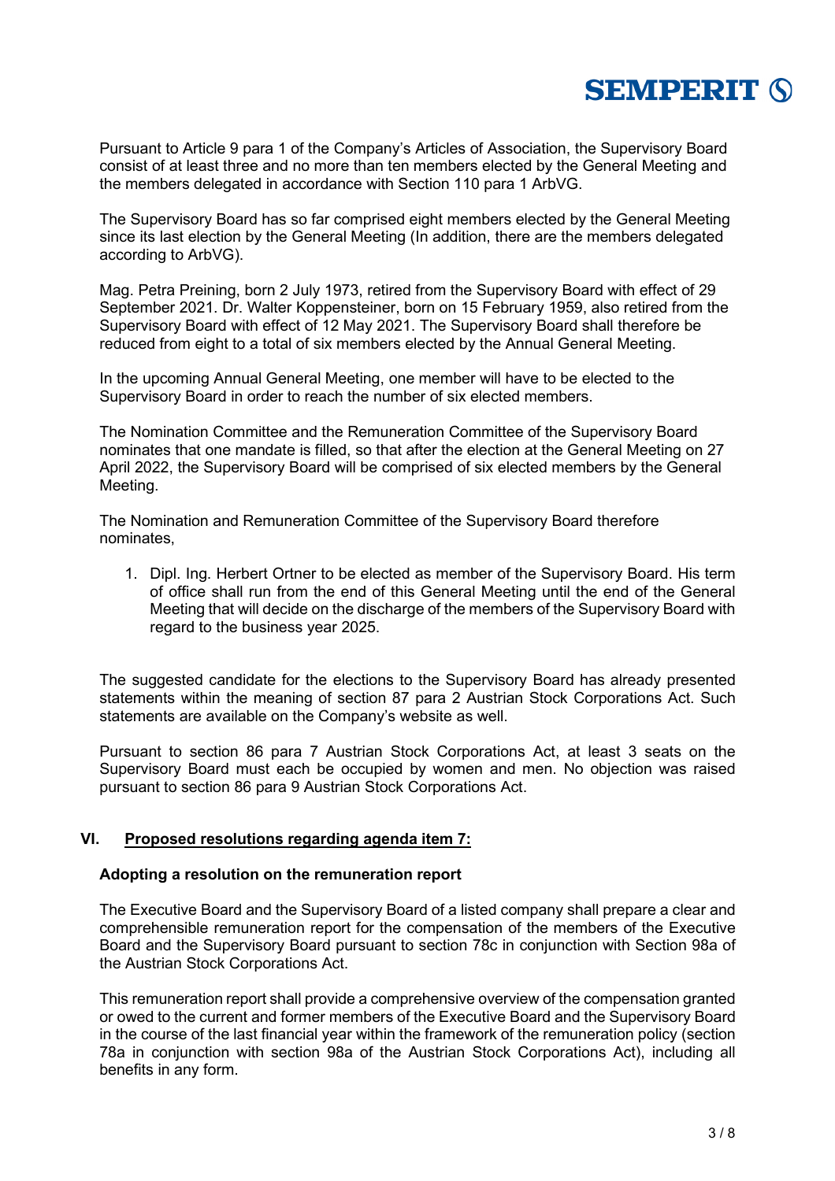Pursuant to Article 9 para 1 of the Company's Articles of Association, the Supervisory Board consist of at least three and no more than ten members elected by the General Meeting and the members delegated in accordance with Section 110 para 1 ArbVG.

The Supervisory Board has so far comprised eight members elected by the General Meeting since its last election by the General Meeting (In addition, there are the members delegated according to ArbVG).

Mag. Petra Preining, born 2 July 1973, retired from the Supervisory Board with effect of 29 September 2021. Dr. Walter Koppensteiner, born on 15 February 1959, also retired from the Supervisory Board with effect of 12 May 2021. The Supervisory Board shall therefore be reduced from eight to a total of six members elected by the Annual General Meeting.

In the upcoming Annual General Meeting, one member will have to be elected to the Supervisory Board in order to reach the number of six elected members.

The Nomination Committee and the Remuneration Committee of the Supervisory Board nominates that one mandate is filled, so that after the election at the General Meeting on 27 April 2022, the Supervisory Board will be comprised of six elected members by the General Meeting.

The Nomination and Remuneration Committee of the Supervisory Board therefore nominates,

1. Dipl. Ing. Herbert Ortner to be elected as member of the Supervisory Board. His term of office shall run from the end of this General Meeting until the end of the General Meeting that will decide on the discharge of the members of the Supervisory Board with regard to the business year 2025.

The suggested candidate for the elections to the Supervisory Board has already presented statements within the meaning of section 87 para 2 Austrian Stock Corporations Act. Such statements are available on the Company's website as well.

Pursuant to section 86 para 7 Austrian Stock Corporations Act, at least 3 seats on the Supervisory Board must each be occupied by women and men. No objection was raised pursuant to section 86 para 9 Austrian Stock Corporations Act.

## VI. Proposed resolutions regarding agenda item 7:

**Adopting a resolution on the remuneration report**

The Executive Board and the Supervisory Board of a listed company shall prepare a clear and comprehensible remuneration report for the compensation of the members of the Executive Board and the Supervisory Board pursuant to section 78c in conjunction with Section 98a of the Austrian Stock Corporations Act.

This remuneration report shall provide a comprehensive overview of the compensation granted or owed to the current and former members of the Executive Board and the Supervisory Board in the course of the last financial year within the framework of the remuneration policy (section 78a in conjunction with section 98a of the Austrian Stock Corporations Act), including all benefits in any form.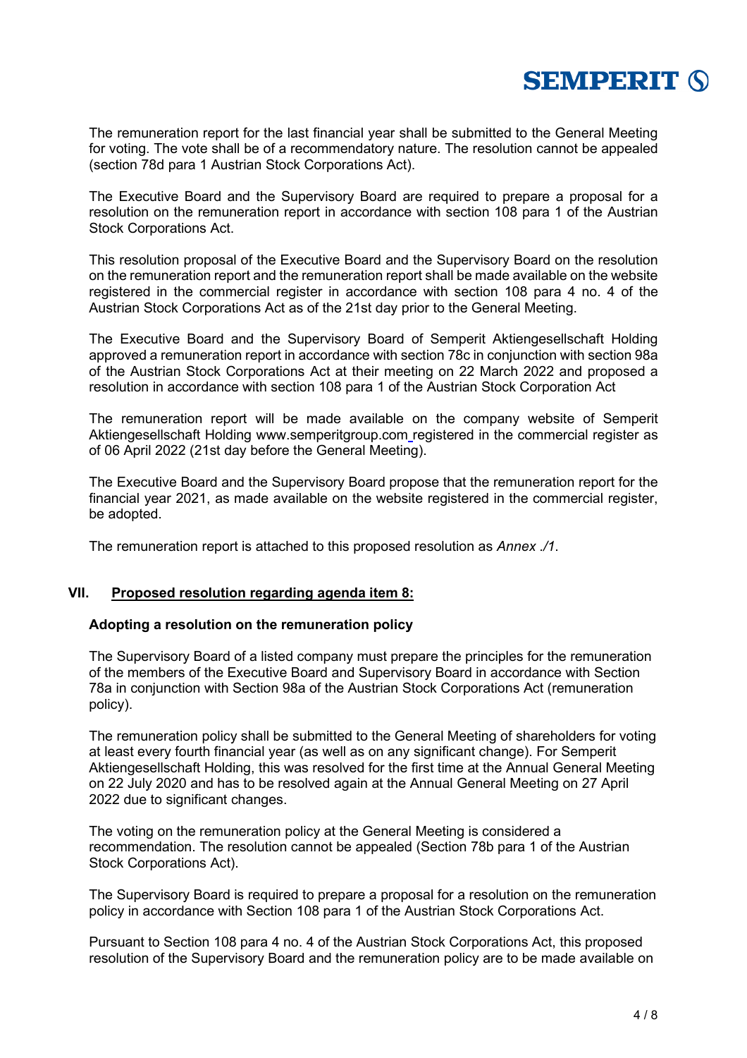The remuneration report for the last financial year shall be submitted to the General Meeting for voting. The vote shall be of a recommendatory nature. The resolution cannot be appealed (section 78d para 1 Austrian Stock Corporations Act).

The Executive Board and the Supervisory Board are required to prepare a proposal for a resolution on the remuneration report in accordance with section 108 para 1 of the Austrian Stock Corporations Act.

This resolution proposal of the Executive Board and the Supervisory Board on the resolution on the remuneration report and the remuneration report shall be made available on the website registered in the commercial register in accordance with section 108 para 4 no. 4 of the Austrian Stock Corporations Act as of the 21st day prior to the General Meeting.

The Executive Board and the Supervisory Board of Semperit Aktiengesellschaft Holding approved a remuneration report in accordance with section 78c in conjunction with section 98a of the Austrian Stock Corporations Act at their meeting on 22 March 2022 and proposed a resolution in accordance with section 108 para 1 of the Austrian Stock Corporation Act

The remuneration report will be made available on the company website of Semperit Aktiengesellschaft Holding www.semperitgroup.com registered in the commercial register as of 06 April 2022 (21st day before the General Meeting).

The Executive Board and the Supervisory Board propose that the remuneration report for the financial year 2021, as made available on the website registered in the commercial register, be adopted.

The remuneration report is attached to this proposed resolution as *Annex ./1*.

## VII. Proposed resolution regarding agenda item 8:

**Adopting a resolution on the remuneration policy**

The Supervisory Board of a listed company must prepare the principles for the remuneration of the members of the Executive Board and Supervisory Board in accordance with Section 78a in conjunction with Section 98a of the Austrian Stock Corporations Act (remuneration policy).

The remuneration policy shall be submitted to the General Meeting of shareholders for voting at least every fourth financial year (as well as on any significant change). For Semperit Aktiengesellschaft Holding, this was resolved for the first time at the Annual General Meeting on 22 July 2020 and has to be resolved again at the Annual General Meeting on 27 April 2022 due to significant changes.

The voting on the remuneration policy at the General Meeting is considered a recommendation. The resolution cannot be appealed (Section 78b para 1 of the Austrian Stock Corporations Act).

The Supervisory Board is required to prepare a proposal for a resolution on the remuneration policy in accordance with Section 108 para 1 of the Austrian Stock Corporations Act.

Pursuant to Section 108 para 4 no. 4 of the Austrian Stock Corporations Act, this proposed resolution of the Supervisory Board and the remuneration policy are to be made available on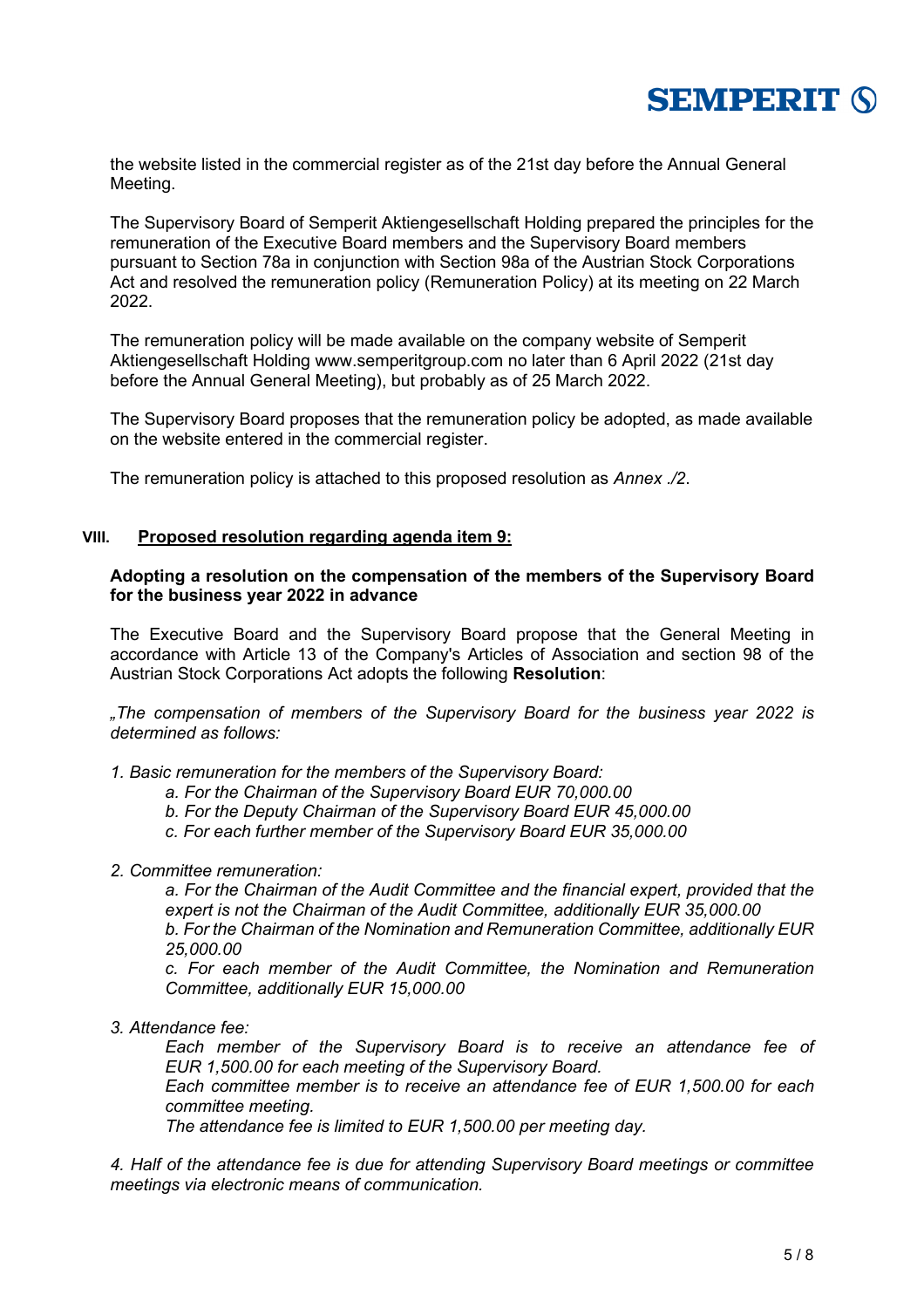the website listed in the commercial register as of the 21st day before the Annual General Meeting.

The Supervisory Board of Semperit Aktiengesellschaft Holding prepared the principles for the remuneration of the Executive Board members and the Supervisory Board members pursuant to Section 78a in conjunction with Section 98a of the Austrian Stock Corporations Act and resolved the remuneration policy (Remuneration Policy) at its meeting on 22 March 2022.

The remuneration policy will be made available on the company website of Semperit Aktiengesellschaft Holding www.semperitgroup.com no later than 6 April 2022 (21st day before the Annual General Meeting), but probably as of 25 March 2022.

The Supervisory Board proposes that the remuneration policy be adopted, as made available on the website entered in the commercial register.

The remuneration policy is attached to this proposed resolution as *Annex ./2*.

## VIII. Proposed resolution regarding agenda item 9:

**Adopting a resolution on the compensation of the members of the Supervisory Board for the business year 2022 in advance**

The Executive Board and the Supervisory Board propose that the General Meeting in accordance with Article 13 of the Company's Articles of Association and section 98 of the Austrian Stock Corporations Act adopts the following **Resolution**:

*„The compensation of members of the Supervisory Board for the business year 2022 is determined as follows:*

*1. Basic remuneration for the members of the Supervisory Board:*

*a. For the Chairman of the Supervisory Board EUR 70,000.00*
*b. For the Deputy Chairman of the Supervisory Board EUR 45,000.00*
*c. For each further member of the Supervisory Board EUR 35,000.00*

*2. Committee remuneration:*

*a. For the Chairman of the Audit Committee and the financial expert, provided that the expert is not the Chairman of the Audit Committee, additionally EUR 35,000.00*
*b. For the Chairman of the Nomination and Remuneration Committee, additionally EUR 25,000.00*
*c. For each member of the Audit Committee, the Nomination and Remuneration Committee, additionally EUR 15,000.00*

*3. Attendance fee:*

*Each member of the Supervisory Board is to receive an attendance fee of EUR 1,500.00 for each meeting of the Supervisory Board.*
*Each committee member is to receive an attendance fee of EUR 1,500.00 for each committee meeting.*
*The attendance fee is limited to EUR 1,500.00 per meeting day.*

*4. Half of the attendance fee is due for attending Supervisory Board meetings or committee meetings via electronic means of communication.*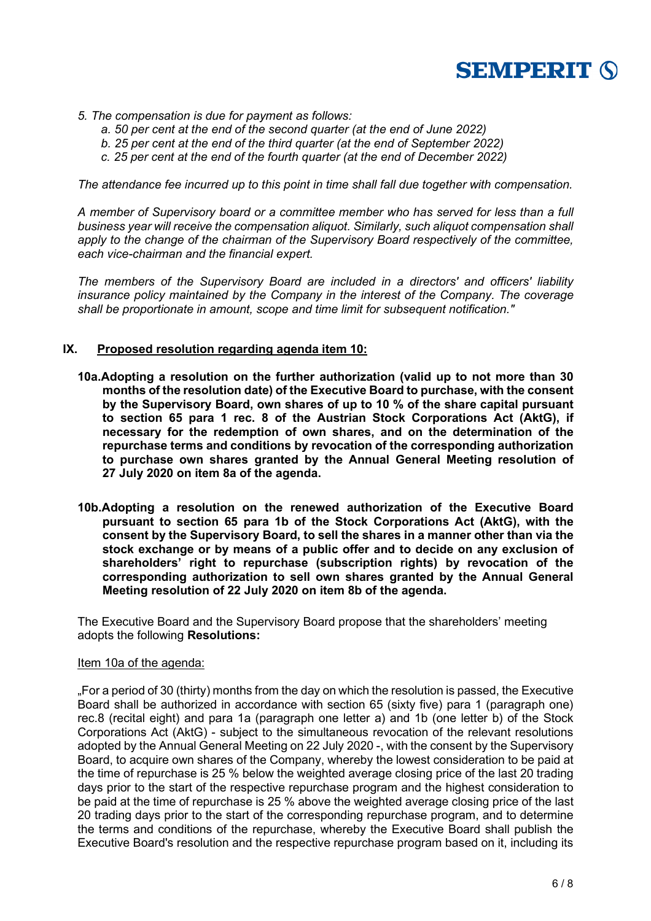*5. The compensation is due for payment as follows:*

*a. 50 per cent at the end of the second quarter (at the end of June 2022)*
*b. 25 per cent at the end of the third quarter (at the end of September 2022)*
*c. 25 per cent at the end of the fourth quarter (at the end of December 2022)*

*The attendance fee incurred up to this point in time shall fall due together with compensation.*

*A member of Supervisory board or a committee member who has served for less than a full business year will receive the compensation aliquot. Similarly, such aliquot compensation shall apply to the change of the chairman of the Supervisory Board respectively of the committee, each vice-chairman and the financial expert.*

*The members of the Supervisory Board are included in a directors' and officers' liability insurance policy maintained by the Company in the interest of the Company. The coverage shall be proportionate in amount, scope and time limit for subsequent notification."*

## IX. Proposed resolution regarding agenda item 10:

**10a. Adopting a resolution on the further authorization (valid up to not more than 30 months of the resolution date) of the Executive Board to purchase, with the consent by the Supervisory Board, own shares of up to 10 % of the share capital pursuant to section 65 para 1 rec. 8 of the Austrian Stock Corporations Act (AktG), if necessary for the redemption of own shares, and on the determination of the repurchase terms and conditions by revocation of the corresponding authorization to purchase own shares granted by the Annual General Meeting resolution of 27 July 2020 on item 8a of the agenda.**

**10b. Adopting a resolution on the renewed authorization of the Executive Board pursuant to section 65 para 1b of the Stock Corporations Act (AktG), with the consent by the Supervisory Board, to sell the shares in a manner other than via the stock exchange or by means of a public offer and to decide on any exclusion of shareholders' right to repurchase (subscription rights) by revocation of the corresponding authorization to sell own shares granted by the Annual General Meeting resolution of 22 July 2020 on item 8b of the agenda.**

The Executive Board and the Supervisory Board propose that the shareholders' meeting adopts the following **Resolutions:**

Item 10a of the agenda:

„For a period of 30 (thirty) months from the day on which the resolution is passed, the Executive Board shall be authorized in accordance with section 65 (sixty five) para 1 (paragraph one) rec.8 (recital eight) and para 1a (paragraph one letter a) and 1b (one letter b) of the Stock Corporations Act (AktG) - subject to the simultaneous revocation of the relevant resolutions adopted by the Annual General Meeting on 22 July 2020 -, with the consent by the Supervisory Board, to acquire own shares of the Company, whereby the lowest consideration to be paid at the time of repurchase is 25 % below the weighted average closing price of the last 20 trading days prior to the start of the respective repurchase program and the highest consideration to be paid at the time of repurchase is 25 % above the weighted average closing price of the last 20 trading days prior to the start of the corresponding repurchase program, and to determine the terms and conditions of the repurchase, whereby the Executive Board shall publish the Executive Board's resolution and the respective repurchase program based on it, including its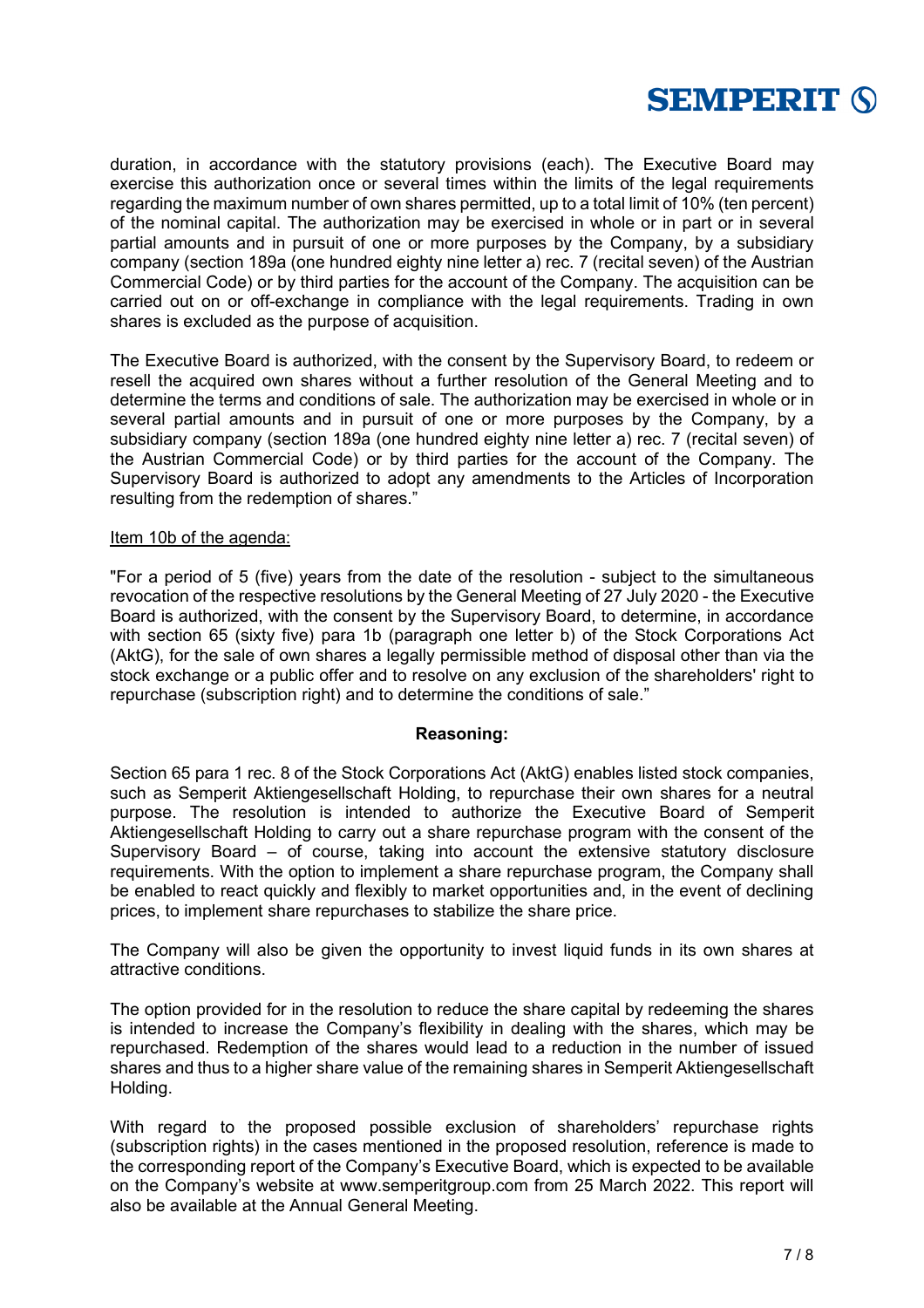duration, in accordance with the statutory provisions (each). The Executive Board may exercise this authorization once or several times within the limits of the legal requirements regarding the maximum number of own shares permitted, up to a total limit of 10% (ten percent) of the nominal capital. The authorization may be exercised in whole or in part or in several partial amounts and in pursuit of one or more purposes by the Company, by a subsidiary company (section 189a (one hundred eighty nine letter a) rec. 7 (recital seven) of the Austrian Commercial Code) or by third parties for the account of the Company. The acquisition can be carried out on or off-exchange in compliance with the legal requirements. Trading in own shares is excluded as the purpose of acquisition.

The Executive Board is authorized, with the consent by the Supervisory Board, to redeem or resell the acquired own shares without a further resolution of the General Meeting and to determine the terms and conditions of sale. The authorization may be exercised in whole or in several partial amounts and in pursuit of one or more purposes, by the Company, by a subsidiary company (section 189a (one hundred eighty nine letter a) rec. 7 (recital seven) of the Austrian Commercial Code) or by third parties for the account of the Company. The Supervisory Board is authorized to adopt any amendments to the Articles of Incorporation resulting from the redemption of shares."

Item 10b of the agenda:

"For a period of 5 (five) years from the date of the resolution - subject to the simultaneous revocation of the respective resolutions by the General Meeting of 27 July 2020 - the Executive Board is authorized, with the consent by the Supervisory Board, to determine, in accordance with section 65 (sixty five) para 1b (paragraph one letter b) of the Stock Corporations Act (AktG), for the sale of own shares a legally permissible method of disposal other than via the stock exchange or a public offer and to resolve on any exclusion of the shareholders' right to repurchase (subscription right) and to determine the conditions of sale."

**Reasoning:**

Section 65 para 1 rec. 8 of the Stock Corporations Act (AktG) enables listed stock companies, such as Semperit Aktiengesellschaft Holding, to repurchase their own shares for a neutral purpose. The resolution is intended to authorize the Executive Board of Semperit Aktiengesellschaft Holding to carry out a share repurchase program with the consent of the Supervisory Board – of course, taking into account the extensive statutory disclosure requirements. With the option to implement a share repurchase program, the Company shall be enabled to react quickly and flexibly to market opportunities and, in the event of declining prices, to implement share repurchases to stabilize the share price.

The Company will also be given the opportunity to invest liquid funds in its own shares at attractive conditions.

The option provided for in the resolution to reduce the share capital by redeeming the shares is intended to increase the Company's flexibility in dealing with the shares, which may be repurchased. Redemption of the shares would lead to a reduction in the number of issued shares and thus to a higher share value of the remaining shares in Semperit Aktiengesellschaft Holding.

With regard to the proposed possible exclusion of shareholders' repurchase rights (subscription rights) in the cases mentioned in the proposed resolution, reference is made to the corresponding report of the Company's Executive Board, which is expected to be available on the Company's website at www.semperitgroup.com from 25 March 2022. This report will also be available at the Annual General Meeting.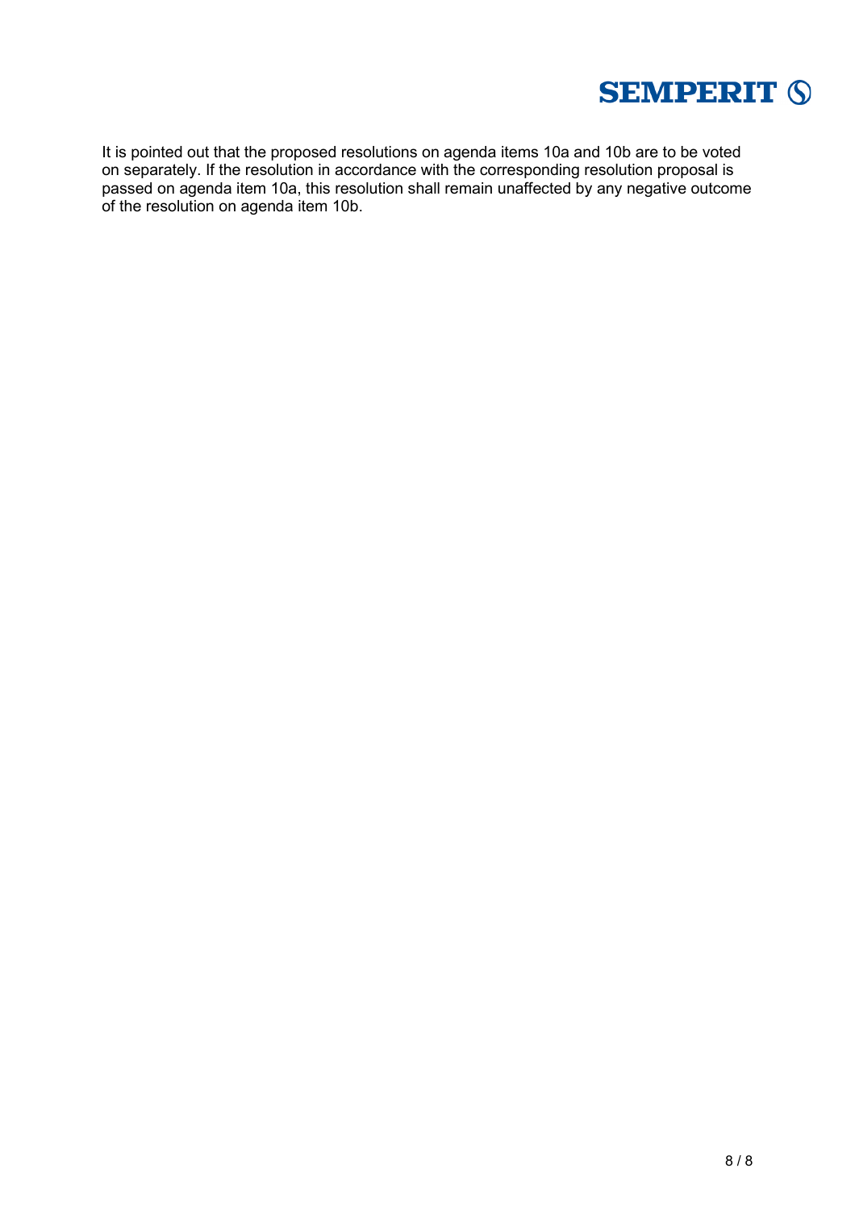It is pointed out that the proposed resolutions on agenda items 10a and 10b are to be voted on separately. If the resolution in accordance with the corresponding resolution proposal is passed on agenda item 10a, this resolution shall remain unaffected by any negative outcome of the resolution on agenda item 10b.